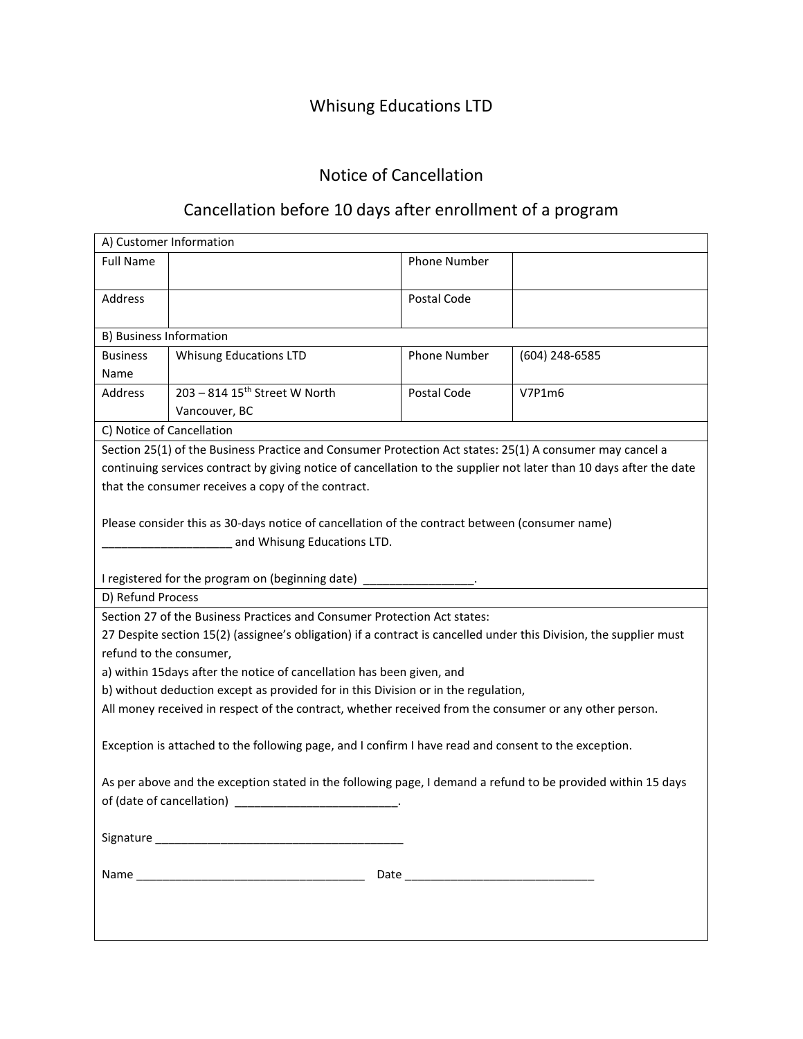# Whisung Educations LTD

## Notice of Cancellation

## Cancellation before 10 days after enrollment of a program

| A) Customer Information | | | |
|---|---|---|---|
| Full Name | | Phone Number | |
| Address | | Postal Code | |
| **B) Business Information** | | | |
| Business Name | Whisung Educations LTD | Phone Number | (604) 248-6585 |
| Address | 203 – 814 15th Street W North Vancouver, BC | Postal Code | V7P1m6 |

**C) Notice of Cancellation**

Section 25(1) of the Business Practice and Consumer Protection Act states: 25(1) A consumer may cancel a continuing services contract by giving notice of cancellation to the supplier not later than 10 days after the date that the consumer receives a copy of the contract.

Please consider this as 30-days notice of cancellation of the contract between (consumer name) ____________________ and Whisung Educations LTD.

I registered for the program on (beginning date) _________________.

**D) Refund Process**

Section 27 of the Business Practices and Consumer Protection Act states:
27 Despite section 15(2) (assignee's obligation) if a contract is cancelled under this Division, the supplier must refund to the consumer,
a) within 15days after the notice of cancellation has been given, and
b) without deduction except as provided for in this Division or in the regulation,
All money received in respect of the contract, whether received from the consumer or any other person.

Exception is attached to the following page, and I confirm I have read and consent to the exception.

As per above and the exception stated in the following page, I demand a refund to be provided within 15 days of (date of cancellation) _________________________.

Signature _______________________________________

Name ___________________________________ Date _____________________________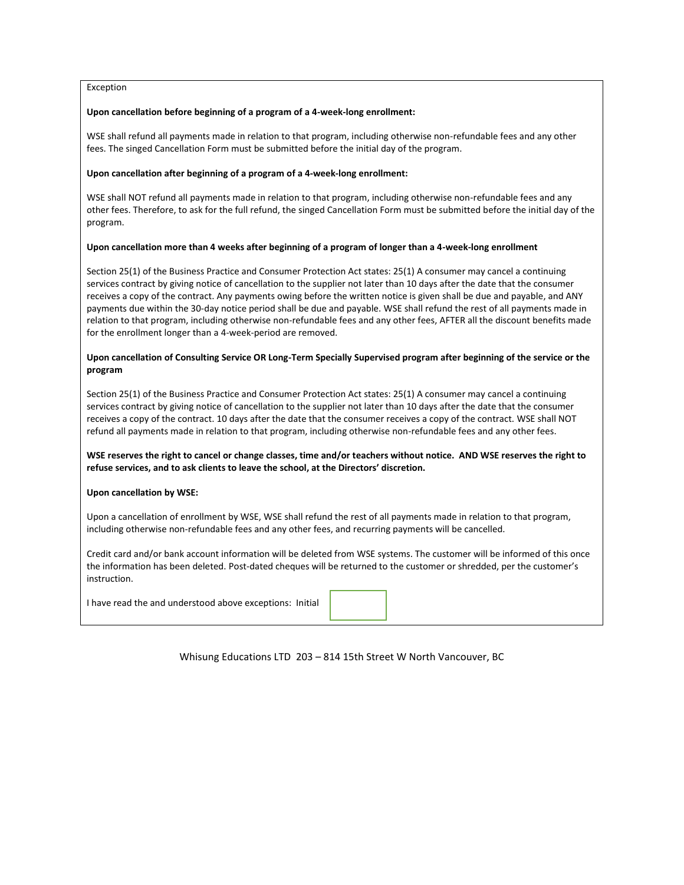Exception

**Upon cancellation before beginning of a program of a 4-week-long enrollment:**

WSE shall refund all payments made in relation to that program, including otherwise non-refundable fees and any other fees. The singed Cancellation Form must be submitted before the initial day of the program.

**Upon cancellation after beginning of a program of a 4-week-long enrollment:**

WSE shall NOT refund all payments made in relation to that program, including otherwise non-refundable fees and any other fees. Therefore, to ask for the full refund, the singed Cancellation Form must be submitted before the initial day of the program.

**Upon cancellation more than 4 weeks after beginning of a program of longer than a 4-week-long enrollment**

Section 25(1) of the Business Practice and Consumer Protection Act states: 25(1) A consumer may cancel a continuing services contract by giving notice of cancellation to the supplier not later than 10 days after the date that the consumer receives a copy of the contract. Any payments owing before the written notice is given shall be due and payable, and ANY payments due within the 30-day notice period shall be due and payable. WSE shall refund the rest of all payments made in relation to that program, including otherwise non-refundable fees and any other fees, AFTER all the discount benefits made for the enrollment longer than a 4-week-period are removed.

**Upon cancellation of Consulting Service OR Long-Term Specially Supervised program after beginning of the service or the program**

Section 25(1) of the Business Practice and Consumer Protection Act states: 25(1) A consumer may cancel a continuing services contract by giving notice of cancellation to the supplier not later than 10 days after the date that the consumer receives a copy of the contract. 10 days after the date that the consumer receives a copy of the contract. WSE shall NOT refund all payments made in relation to that program, including otherwise non-refundable fees and any other fees.

**WSE reserves the right to cancel or change classes, time and/or teachers without notice. AND WSE reserves the right to refuse services, and to ask clients to leave the school, at the Directors' discretion.**

**Upon cancellation by WSE:**

Upon a cancellation of enrollment by WSE, WSE shall refund the rest of all payments made in relation to that program, including otherwise non-refundable fees and any other fees, and recurring payments will be cancelled.

Credit card and/or bank account information will be deleted from WSE systems. The customer will be informed of this once the information has been deleted. Post-dated cheques will be returned to the customer or shredded, per the customer's instruction.

I have read the and understood above exceptions: Initial

Whisung Educations LTD 203 – 814 15th Street W North Vancouver, BC